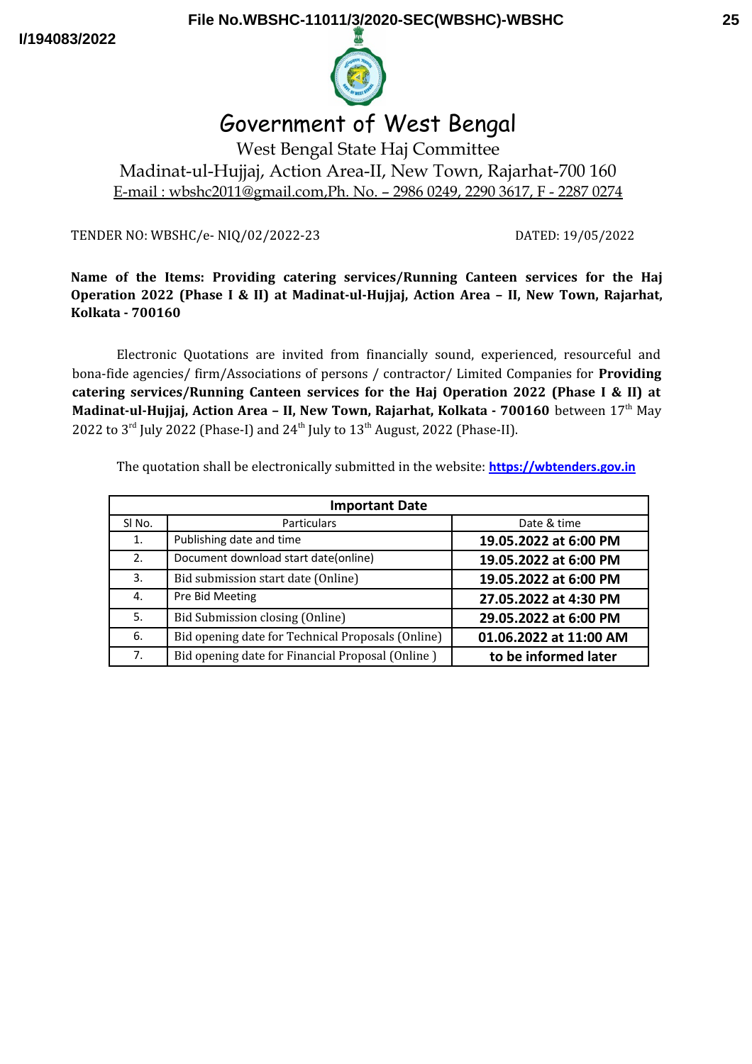# Government of West Bengal

West Bengal State Haj Committee

Madinat-ul-Hujjaj, Action Area-II, New Town, Rajarhat-700 160

E-mail : wbshc2011@gmail.com,Ph. No. – 2986 0249, 2290 3617, F - 2287 0274

TENDER NO: WBSHC/e- NIQ/02/2022-23 DATED: 19/05/2022

**Name of the Items: Providing catering services/Running Canteen services for the Haj Operation 2022 (Phase I & II) at Madinat-ul-Hujjaj, Action Area – II, New Town, Rajarhat, Kolkata - 700160**

Electronic Quotations are invited from financially sound, experienced, resourceful and bona-fide agencies/ firm/Associations of persons / contractor/ Limited Companies for **Providing catering services/Running Canteen services for the Haj Operation 2022 (Phase I & II) at Madinat-ul-Hujjaj, Action Area – II, New Town, Rajarhat, Kolkata - 700160** between 17th May 2022 to 3rd July 2022 (Phase-I) and 24th July to 13th August, 2022 (Phase-II).

The quotation shall be electronically submitted in the website: **https://wbtenders.gov.in**

| **Important Date** | | |
|---|---|---|
| Sl No. | Particulars | Date & time |
| 1. | Publishing date and time | **19.05.2022 at 6:00 PM** |
| 2. | Document download start date(online) | **19.05.2022 at 6:00 PM** |
| 3. | Bid submission start date (Online) | **19.05.2022 at 6:00 PM** |
| 4. | Pre Bid Meeting | **27.05.2022 at 4:30 PM** |
| 5. | Bid Submission closing (Online) | **29.05.2022 at 6:00 PM** |
| 6. | Bid opening date for Technical Proposals (Online) | **01.06.2022 at 11:00 AM** |
| 7. | Bid opening date for Financial Proposal (Online ) | **to be informed later** |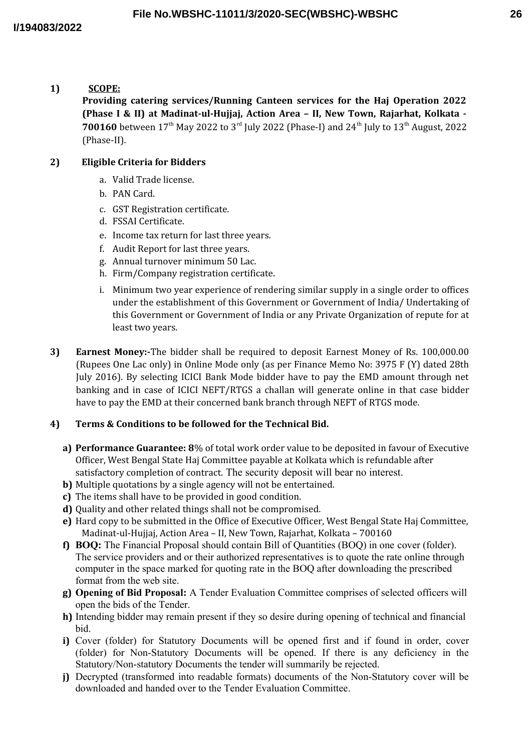1) **SCOPE:**

**Providing catering services/Running Canteen services for the Haj Operation 2022 (Phase I & II) at Madinat-ul-Hujjaj, Action Area – II, New Town, Rajarhat, Kolkata - 700160** between 17th May 2022 to 3rd July 2022 (Phase-I) and 24th July to 13th August, 2022 (Phase-II).

2) **Eligible Criteria for Bidders**

a. Valid Trade license.
b. PAN Card.
c. GST Registration certificate.
d. FSSAI Certificate.
e. Income tax return for last three years.
f. Audit Report for last three years.
g. Annual turnover minimum 50 Lac.
h. Firm/Company registration certificate.
i. Minimum two year experience of rendering similar supply in a single order to offices under the establishment of this Government or Government of India/ Undertaking of this Government or Government of India or any Private Organization of repute for at least two years.

3) **Earnest Money:-**The bidder shall be required to deposit Earnest Money of Rs. 100,000.00 (Rupees One Lac only) in Online Mode only (as per Finance Memo No: 3975 F (Y) dated 28th July 2016). By selecting ICICI Bank Mode bidder have to pay the EMD amount through net banking and in case of ICICI NEFT/RTGS a challan will generate online in that case bidder have to pay the EMD at their concerned bank branch through NEFT of RTGS mode.

4) **Terms & Conditions to be followed for the Technical Bid.**

**a)** **Performance Guarantee: 8**% of total work order value to be deposited in favour of Executive Officer, West Bengal State Haj Committee payable at Kolkata which is refundable after satisfactory completion of contract. The security deposit will bear no interest.

**b)** Multiple quotations by a single agency will not be entertained.

**c)** The items shall have to be provided in good condition.

**d)** Quality and other related things shall not be compromised.

**e)** Hard copy to be submitted in the Office of Executive Officer, West Bengal State Haj Committee, Madinat-ul-Hujjaj, Action Area – II, New Town, Rajarhat, Kolkata – 700160

**f)** **BOQ:** The Financial Proposal should contain Bill of Quantities (BOQ) in one cover (folder). The service providers and or their authorized representatives is to quote the rate online through computer in the space marked for quoting rate in the BOQ after downloading the prescribed format from the web site.

**g)** **Opening of Bid Proposal:** A Tender Evaluation Committee comprises of selected officers will open the bids of the Tender.

**h)** Intending bidder may remain present if they so desire during opening of technical and financial bid.

**i)** Cover (folder) for Statutory Documents will be opened first and if found in order, cover (folder) for Non-Statutory Documents will be opened. If there is any deficiency in the Statutory/Non-statutory Documents the tender will summarily be rejected.

**j)** Decrypted (transformed into readable formats) documents of the Non-Statutory cover will be downloaded and handed over to the Tender Evaluation Committee.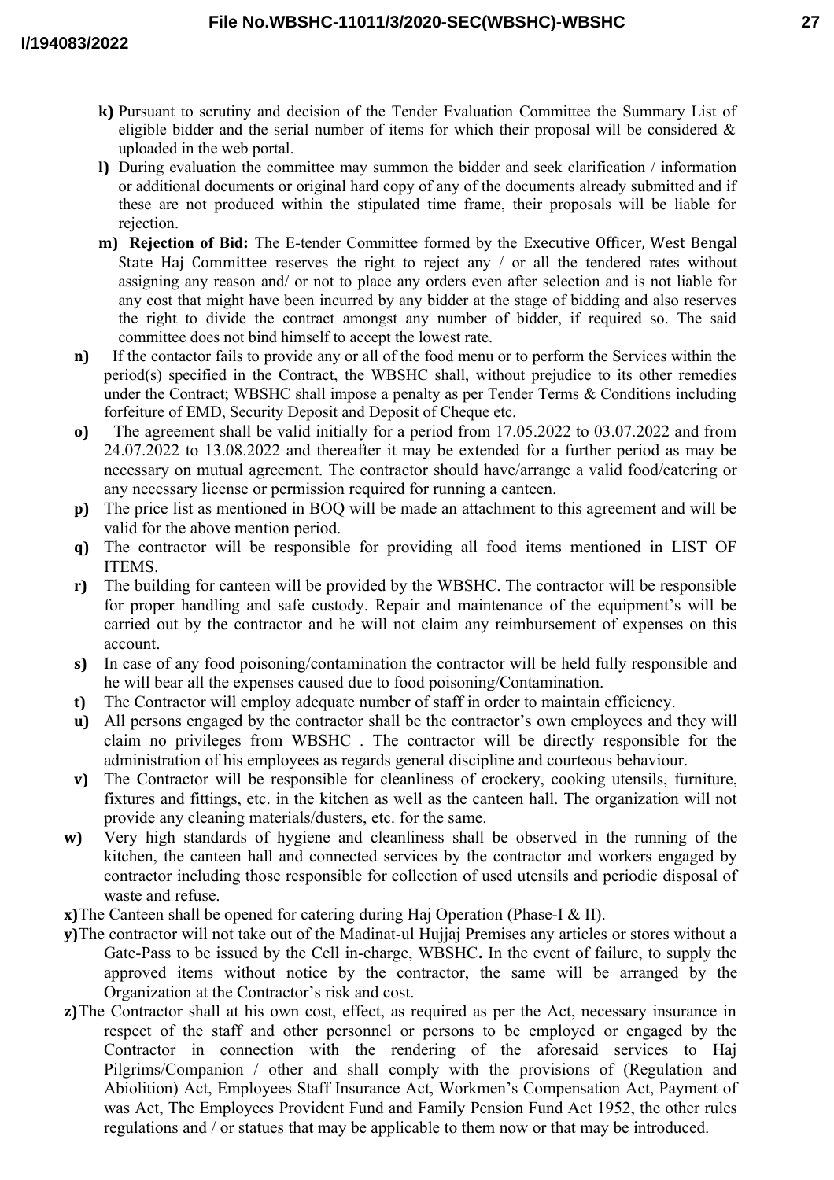- **k)** Pursuant to scrutiny and decision of the Tender Evaluation Committee the Summary List of eligible bidder and the serial number of items for which their proposal will be considered & uploaded in the web portal.
- **l)** During evaluation the committee may summon the bidder and seek clarification / information or additional documents or original hard copy of any of the documents already submitted and if these are not produced within the stipulated time frame, their proposals will be liable for rejection.
- **m) Rejection of Bid:** The E-tender Committee formed by the Executive Officer, West Bengal State Haj Committee reserves the right to reject any / or all the tendered rates without assigning any reason and/ or not to place any orders even after selection and is not liable for any cost that might have been incurred by any bidder at the stage of bidding and also reserves the right to divide the contract amongst any number of bidder, if required so. The said committee does not bind himself to accept the lowest rate.
- **n)** If the contactor fails to provide any or all of the food menu or to perform the Services within the period(s) specified in the Contract, the WBSHC shall, without prejudice to its other remedies under the Contract; WBSHC shall impose a penalty as per Tender Terms & Conditions including forfeiture of EMD, Security Deposit and Deposit of Cheque etc.
- **o)** The agreement shall be valid initially for a period from 17.05.2022 to 03.07.2022 and from 24.07.2022 to 13.08.2022 and thereafter it may be extended for a further period as may be necessary on mutual agreement. The contractor should have/arrange a valid food/catering or any necessary license or permission required for running a canteen.
- **p)** The price list as mentioned in BOQ will be made an attachment to this agreement and will be valid for the above mention period.
- **q)** The contractor will be responsible for providing all food items mentioned in LIST OF ITEMS.
- **r)** The building for canteen will be provided by the WBSHC. The contractor will be responsible for proper handling and safe custody. Repair and maintenance of the equipment's will be carried out by the contractor and he will not claim any reimbursement of expenses on this account.
- **s)** In case of any food poisoning/contamination the contractor will be held fully responsible and he will bear all the expenses caused due to food poisoning/Contamination.
- **t)** The Contractor will employ adequate number of staff in order to maintain efficiency.
- **u)** All persons engaged by the contractor shall be the contractor's own employees and they will claim no privileges from WBSHC . The contractor will be directly responsible for the administration of his employees as regards general discipline and courteous behaviour.
- **v)** The Contractor will be responsible for cleanliness of crockery, cooking utensils, furniture, fixtures and fittings, etc. in the kitchen as well as the canteen hall. The organization will not provide any cleaning materials/dusters, etc. for the same.
- **w)** Very high standards of hygiene and cleanliness shall be observed in the running of the kitchen, the canteen hall and connected services by the contractor and workers engaged by contractor including those responsible for collection of used utensils and periodic disposal of waste and refuse.
- **x)** The Canteen shall be opened for catering during Haj Operation (Phase-I & II).
- **y)** The contractor will not take out of the Madinat-ul Hujjaj Premises any articles or stores without a Gate-Pass to be issued by the Cell in-charge, WBSHC**.** In the event of failure, to supply the approved items without notice by the contractor, the same will be arranged by the Organization at the Contractor's risk and cost.
- **z)** The Contractor shall at his own cost, effect, as required as per the Act, necessary insurance in respect of the staff and other personnel or persons to be employed or engaged by the Contractor in connection with the rendering of the aforesaid services to Haj Pilgrims/Companion / other and shall comply with the provisions of (Regulation and Abiolition) Act, Employees Staff Insurance Act, Workmen's Compensation Act, Payment of was Act, The Employees Provident Fund and Family Pension Fund Act 1952, the other rules regulations and / or statues that may be applicable to them now or that may be introduced.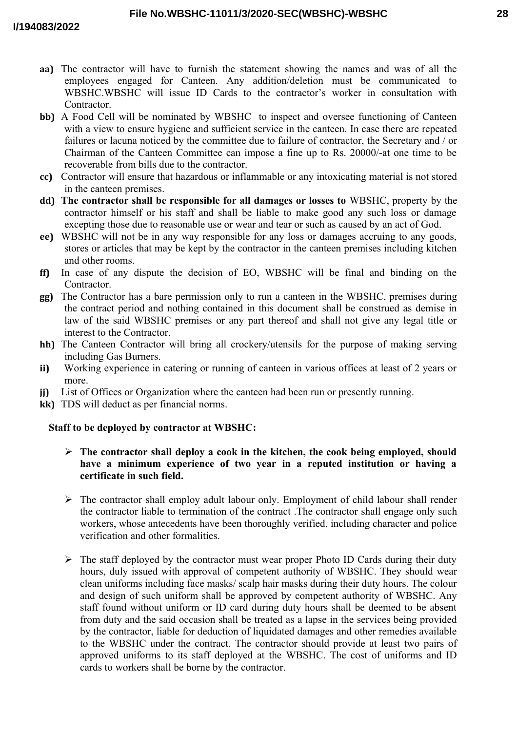**aa)** The contractor will have to furnish the statement showing the names and was of all the employees engaged for Canteen. Any addition/deletion must be communicated to WBSHC.WBSHC will issue ID Cards to the contractor's worker in consultation with Contractor.

**bb)** A Food Cell will be nominated by WBSHC to inspect and oversee functioning of Canteen with a view to ensure hygiene and sufficient service in the canteen. In case there are repeated failures or lacuna noticed by the committee due to failure of contractor, the Secretary and / or Chairman of the Canteen Committee can impose a fine up to Rs. 20000/-at one time to be recoverable from bills due to the contractor.

**cc)** Contractor will ensure that hazardous or inflammable or any intoxicating material is not stored in the canteen premises.

**dd)** **The contractor shall be responsible for all damages or losses to** WBSHC, property by the contractor himself or his staff and shall be liable to make good any such loss or damage excepting those due to reasonable use or wear and tear or such as caused by an act of God.

**ee)** WBSHC will not be in any way responsible for any loss or damages accruing to any goods, stores or articles that may be kept by the contractor in the canteen premises including kitchen and other rooms.

**ff)** In case of any dispute the decision of EO, WBSHC will be final and binding on the Contractor.

**gg)** The Contractor has a bare permission only to run a canteen in the WBSHC, premises during the contract period and nothing contained in this document shall be construed as demise in law of the said WBSHC premises or any part thereof and shall not give any legal title or interest to the Contractor.

**hh)** The Canteen Contractor will bring all crockery/utensils for the purpose of making serving including Gas Burners.

**ii)** Working experience in catering or running of canteen in various offices at least of 2 years or more.

**jj)** List of Offices or Organization where the canteen had been run or presently running.

**kk)** TDS will deduct as per financial norms.

<u>**Staff to be deployed by contractor at WBSHC:**</u>

- **The contractor shall deploy a cook in the kitchen, the cook being employed, should have a minimum experience of two year in a reputed institution or having a certificate in such field.**

- The contractor shall employ adult labour only. Employment of child labour shall render the contractor liable to termination of the contract .The contractor shall engage only such workers, whose antecedents have been thoroughly verified, including character and police verification and other formalities.

- The staff deployed by the contractor must wear proper Photo ID Cards during their duty hours, duly issued with approval of competent authority of WBSHC. They should wear clean uniforms including face masks/ scalp hair masks during their duty hours. The colour and design of such uniform shall be approved by competent authority of WBSHC. Any staff found without uniform or ID card during duty hours shall be deemed to be absent from duty and the said occasion shall be treated as a lapse in the services being provided by the contractor, liable for deduction of liquidated damages and other remedies available to the WBSHC under the contract. The contractor should provide at least two pairs of approved uniforms to its staff deployed at the WBSHC. The cost of uniforms and ID cards to workers shall be borne by the contractor.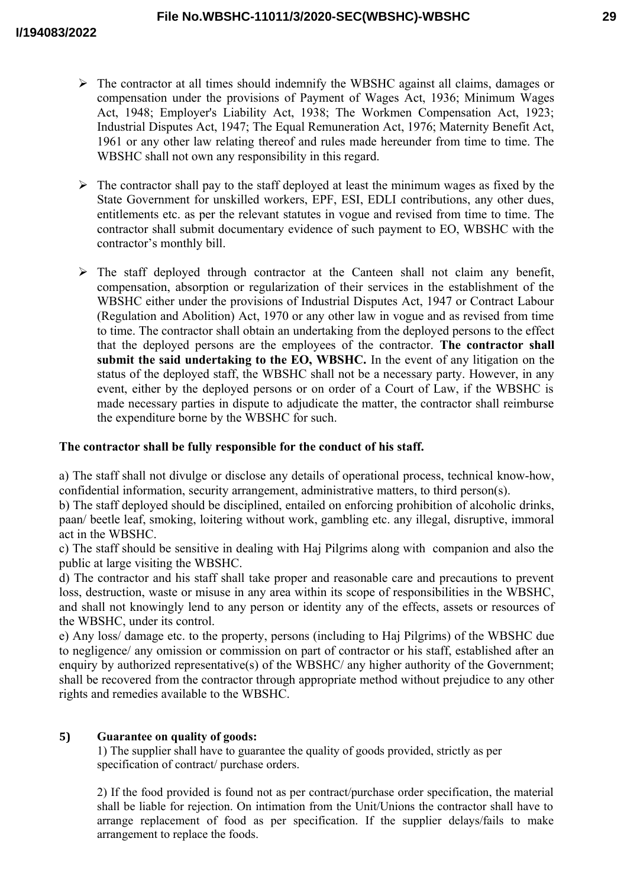- The contractor at all times should indemnify the WBSHC against all claims, damages or compensation under the provisions of Payment of Wages Act, 1936; Minimum Wages Act, 1948; Employer's Liability Act, 1938; The Workmen Compensation Act, 1923; Industrial Disputes Act, 1947; The Equal Remuneration Act, 1976; Maternity Benefit Act, 1961 or any other law relating thereof and rules made hereunder from time to time. The WBSHC shall not own any responsibility in this regard.

- The contractor shall pay to the staff deployed at least the minimum wages as fixed by the State Government for unskilled workers, EPF, ESI, EDLI contributions, any other dues, entitlements etc. as per the relevant statutes in vogue and revised from time to time. The contractor shall submit documentary evidence of such payment to EO, WBSHC with the contractor's monthly bill.

- The staff deployed through contractor at the Canteen shall not claim any benefit, compensation, absorption or regularization of their services in the establishment of the WBSHC either under the provisions of Industrial Disputes Act, 1947 or Contract Labour (Regulation and Abolition) Act, 1970 or any other law in vogue and as revised from time to time. The contractor shall obtain an undertaking from the deployed persons to the effect that the deployed persons are the employees of the contractor. **The contractor shall submit the said undertaking to the EO, WBSHC.** In the event of any litigation on the status of the deployed staff, the WBSHC shall not be a necessary party. However, in any event, either by the deployed persons or on order of a Court of Law, if the WBSHC is made necessary parties in dispute to adjudicate the matter, the contractor shall reimburse the expenditure borne by the WBSHC for such.

**The contractor shall be fully responsible for the conduct of his staff.**

a) The staff shall not divulge or disclose any details of operational process, technical know-how, confidential information, security arrangement, administrative matters, to third person(s).
b) The staff deployed should be disciplined, entailed on enforcing prohibition of alcoholic drinks, paan/ beetle leaf, smoking, loitering without work, gambling etc. any illegal, disruptive, immoral act in the WBSHC.
c) The staff should be sensitive in dealing with Haj Pilgrims along with companion and also the public at large visiting the WBSHC.
d) The contractor and his staff shall take proper and reasonable care and precautions to prevent loss, destruction, waste or misuse in any area within its scope of responsibilities in the WBSHC, and shall not knowingly lend to any person or identity any of the effects, assets or resources of the WBSHC, under its control.
e) Any loss/ damage etc. to the property, persons (including to Haj Pilgrims) of the WBSHC due to negligence/ any omission or commission on part of contractor or his staff, established after an enquiry by authorized representative(s) of the WBSHC/ any higher authority of the Government; shall be recovered from the contractor through appropriate method without prejudice to any other rights and remedies available to the WBSHC.

**5) Guarantee on quality of goods:**

1) The supplier shall have to guarantee the quality of goods provided, strictly as per specification of contract/ purchase orders.

2) If the food provided is found not as per contract/purchase order specification, the material shall be liable for rejection. On intimation from the Unit/Unions the contractor shall have to arrange replacement of food as per specification. If the supplier delays/fails to make arrangement to replace the foods.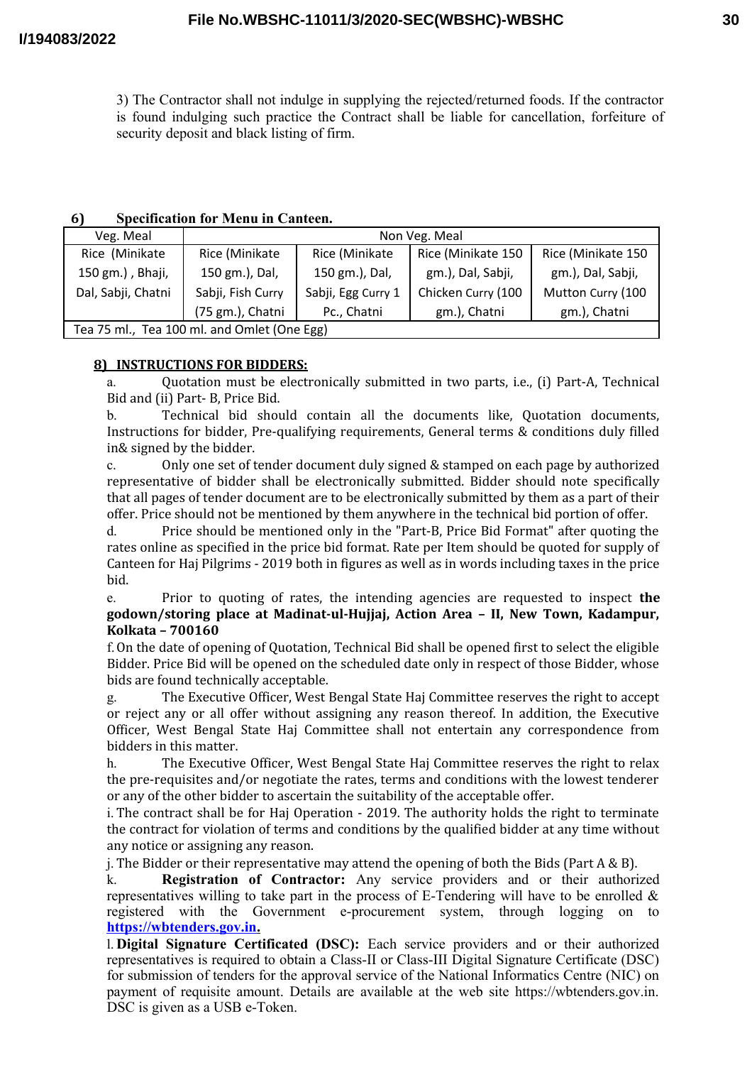3) The Contractor shall not indulge in supplying the rejected/returned foods. If the contractor is found indulging such practice the Contract shall be liable for cancellation, forfeiture of security deposit and black listing of firm.

**6) Specification for Menu in Canteen.**

| Veg. Meal | Non Veg. Meal | | | |
|---|---|---|---|---|
| Rice (Minikate 150 gm.) , Bhaji, Dal, Sabji, Chatni | Rice (Minikate 150 gm.), Dal, Sabji, Fish Curry (75 gm.), Chatni | Rice (Minikate 150 gm.), Dal, Sabji, Egg Curry 1 Pc., Chatni | Rice (Minikate 150 gm.), Dal, Sabji, Chicken Curry (100 gm.), Chatni | Rice (Minikate 150 gm.), Dal, Sabji, Mutton Curry (100 gm.), Chatni |
| Tea 75 ml., Tea 100 ml. and Omlet (One Egg) | | | | |

**8) INSTRUCTIONS FOR BIDDERS:**

a. Quotation must be electronically submitted in two parts, i.e., (i) Part-A, Technical Bid and (ii) Part- B, Price Bid.

b. Technical bid should contain all the documents like, Quotation documents, Instructions for bidder, Pre-qualifying requirements, General terms & conditions duly filled in& signed by the bidder.

c. Only one set of tender document duly signed & stamped on each page by authorized representative of bidder shall be electronically submitted. Bidder should note specifically that all pages of tender document are to be electronically submitted by them as a part of their offer. Price should not be mentioned by them anywhere in the technical bid portion of offer.

d. Price should be mentioned only in the "Part-B, Price Bid Format" after quoting the rates online as specified in the price bid format. Rate per Item should be quoted for supply of Canteen for Haj Pilgrims - 2019 both in figures as well as in words including taxes in the price bid.

e. Prior to quoting of rates, the intending agencies are requested to inspect **the godown/storing place at Madinat-ul-Hujjaj, Action Area – II, New Town, Kadampur, Kolkata – 700160**

f. On the date of opening of Quotation, Technical Bid shall be opened first to select the eligible Bidder. Price Bid will be opened on the scheduled date only in respect of those Bidder, whose bids are found technically acceptable.

g. The Executive Officer, West Bengal State Haj Committee reserves the right to accept or reject any or all offer without assigning any reason thereof. In addition, the Executive Officer, West Bengal State Haj Committee shall not entertain any correspondence from bidders in this matter.

h. The Executive Officer, West Bengal State Haj Committee reserves the right to relax the pre-requisites and/or negotiate the rates, terms and conditions with the lowest tenderer or any of the other bidder to ascertain the suitability of the acceptable offer.

i. The contract shall be for Haj Operation - 2019. The authority holds the right to terminate the contract for violation of terms and conditions by the qualified bidder at any time without any notice or assigning any reason.

j. The Bidder or their representative may attend the opening of both the Bids (Part A & B).

k. **Registration of Contractor:** Any service providers and or their authorized representatives willing to take part in the process of E-Tendering will have to be enrolled & registered with the Government e-procurement system, through logging on to **https://wbtenders.gov.in.**

l. **Digital Signature Certificated (DSC):** Each service providers and or their authorized representatives is required to obtain a Class-II or Class-III Digital Signature Certificate (DSC) for submission of tenders for the approval service of the National Informatics Centre (NIC) on payment of requisite amount. Details are available at the web site https://wbtenders.gov.in. DSC is given as a USB e-Token.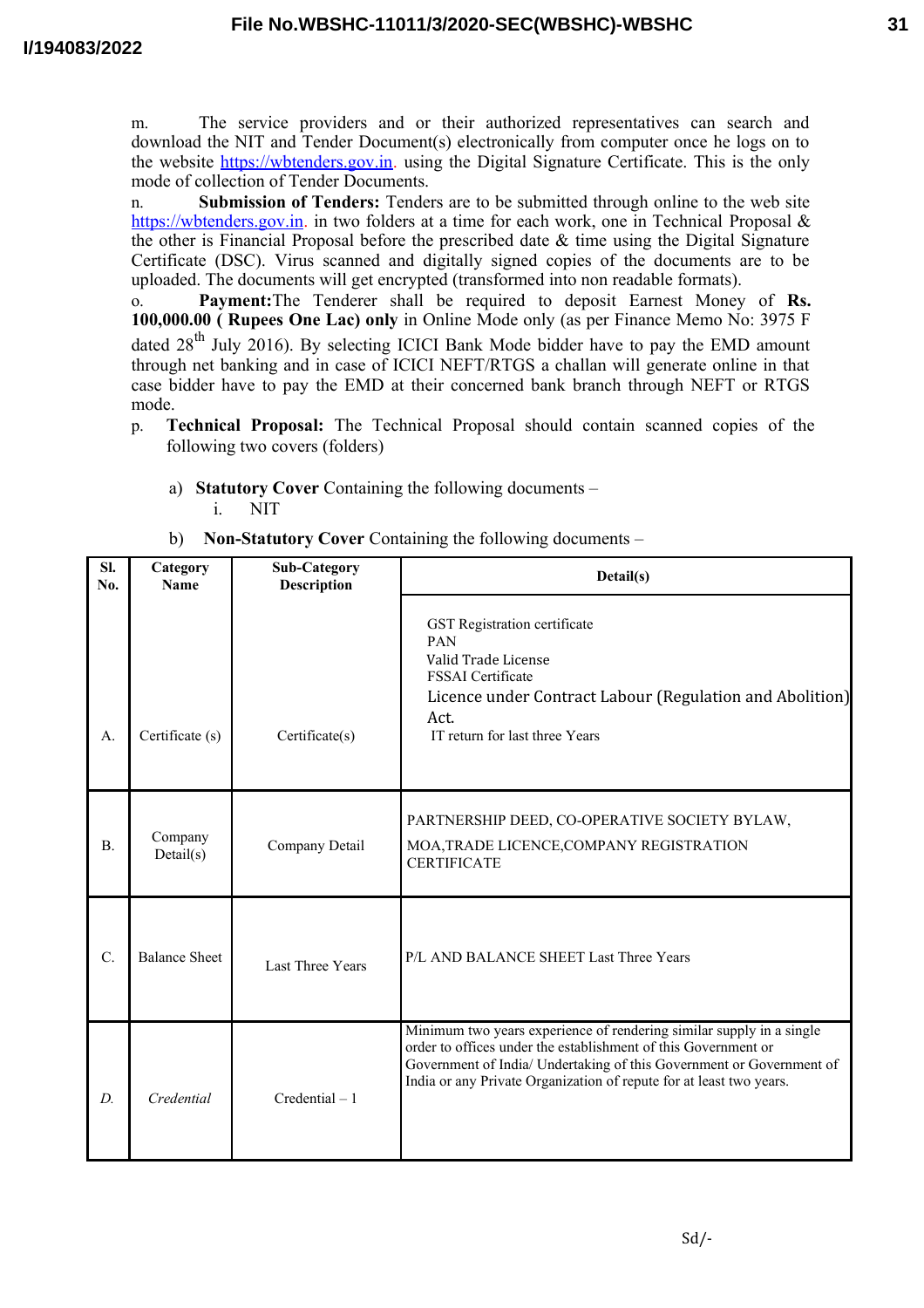m. The service providers and or their authorized representatives can search and download the NIT and Tender Document(s) electronically from computer once he logs on to the website https://wbtenders.gov.in. using the Digital Signature Certificate. This is the only mode of collection of Tender Documents.

n. **Submission of Tenders:** Tenders are to be submitted through online to the web site https://wbtenders.gov.in. in two folders at a time for each work, one in Technical Proposal & the other is Financial Proposal before the prescribed date & time using the Digital Signature Certificate (DSC). Virus scanned and digitally signed copies of the documents are to be uploaded. The documents will get encrypted (transformed into non readable formats).

o. **Payment:**The Tenderer shall be required to deposit Earnest Money of **Rs. 100,000.00 ( Rupees One Lac) only** in Online Mode only (as per Finance Memo No: 3975 F dated 28th July 2016). By selecting ICICI Bank Mode bidder have to pay the EMD amount through net banking and in case of ICICI NEFT/RTGS a challan will generate online in that case bidder have to pay the EMD at their concerned bank branch through NEFT or RTGS mode.

p. **Technical Proposal:** The Technical Proposal should contain scanned copies of the following two covers (folders)

a) **Statutory Cover** Containing the following documents –
   i. NIT

b) **Non-Statutory Cover** Containing the following documents –

| Sl. No. | Category Name | Sub-Category Description | Detail(s) |
|---|---|---|---|
| A. | Certificate (s) | Certificate(s) | GST Registration certificate<br>PAN<br>Valid Trade License<br>FSSAI Certificate<br>Licence under Contract Labour (Regulation and Abolition) Act.<br>IT return for last three Years |
| B. | Company Detail(s) | Company Detail | PARTNERSHIP DEED, CO-OPERATIVE SOCIETY BYLAW, MOA,TRADE LICENCE,COMPANY REGISTRATION CERTIFICATE |
| C. | Balance Sheet | Last Three Years | P/L AND BALANCE SHEET Last Three Years |
| *D.* | *Credential* | Credential – 1 | Minimum two years experience of rendering similar supply in a single order to offices under the establishment of this Government or Government of India/ Undertaking of this Government or Government of India or any Private Organization of repute for at least two years. |

Sd/-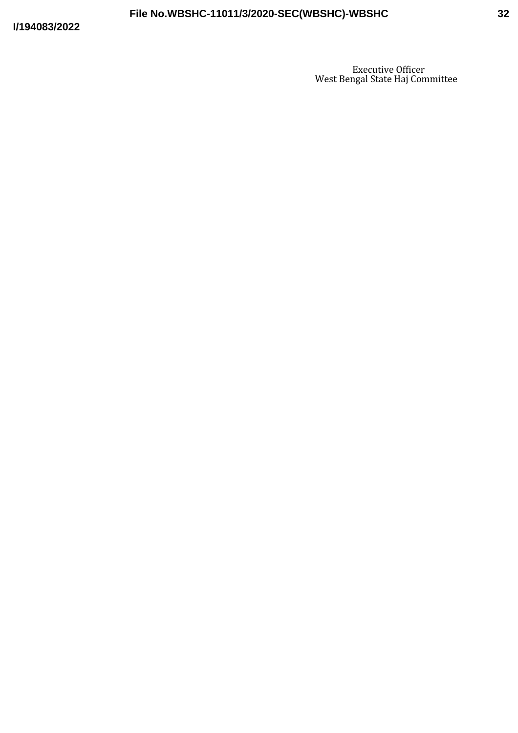Executive Officer
West Bengal State Haj Committee